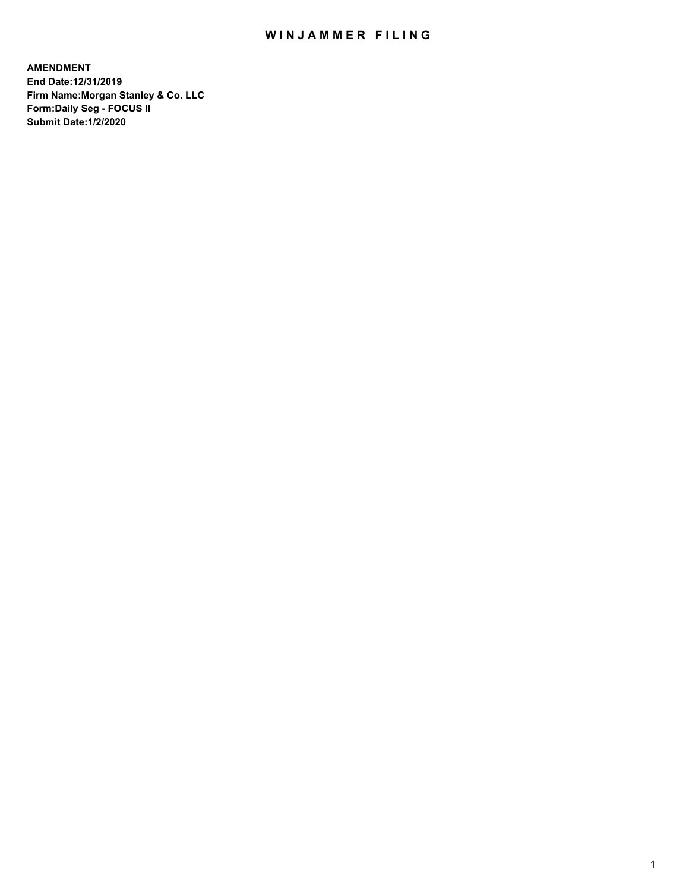# WINJAMMER FILING

**AMENDMENT**
**End Date:12/31/2019**
**Firm Name:Morgan Stanley & Co. LLC**
**Form:Daily Seg - FOCUS II**
**Submit Date:1/2/2020**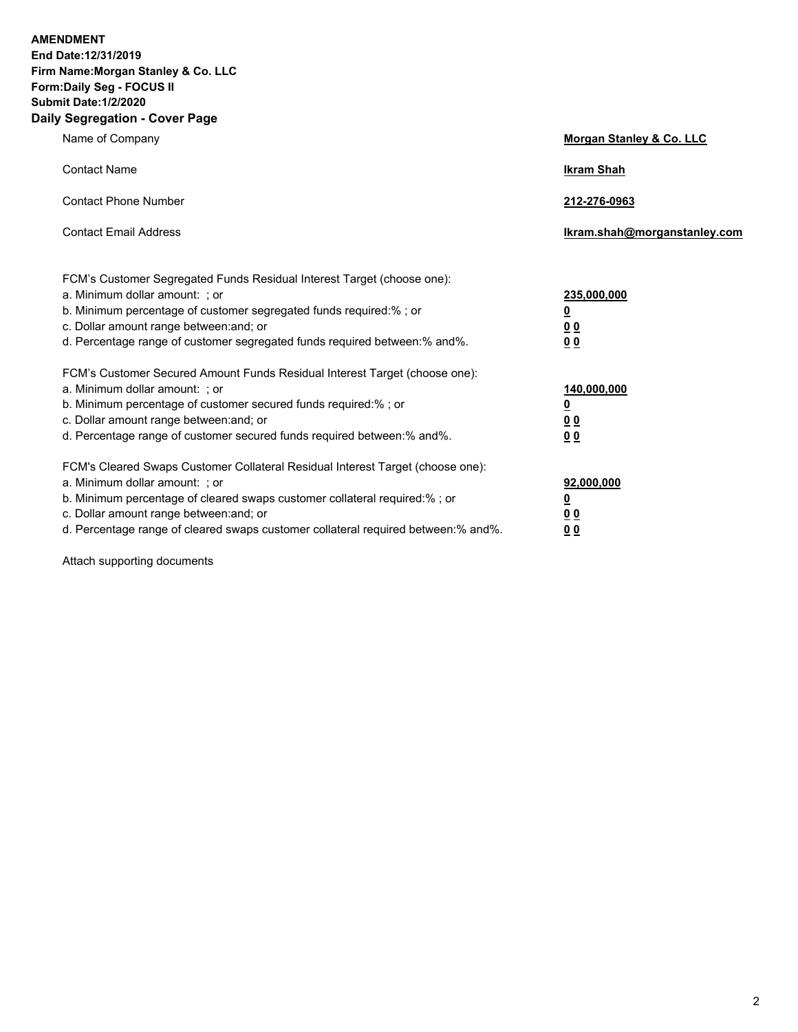**AMENDMENT**
**End Date:12/31/2019**
**Firm Name:Morgan Stanley & Co. LLC**
**Form:Daily Seg - FOCUS II**
**Submit Date:1/2/2020**

## Daily Segregation - Cover Page

| | |
|---|---|
| Name of Company | **Morgan Stanley & Co. LLC** |
| Contact Name | **Ikram Shah** |
| Contact Phone Number | **212-276-0963** |
| Contact Email Address | **Ikram.shah@morganstanley.com** |

| | |
|---|---|
| FCM's Customer Segregated Funds Residual Interest Target (choose one): | |
| a. Minimum dollar amount: ; or | **235,000,000** |
| b. Minimum percentage of customer segregated funds required:% ; or | **0** |
| c. Dollar amount range between:and; or | **0 0** |
| d. Percentage range of customer segregated funds required between:% and%. | **0 0** |
| FCM's Customer Secured Amount Funds Residual Interest Target (choose one): | |
| a. Minimum dollar amount: ; or | **140,000,000** |
| b. Minimum percentage of customer secured funds required:% ; or | **0** |
| c. Dollar amount range between:and; or | **0 0** |
| d. Percentage range of customer secured funds required between:% and%. | **0 0** |
| FCM's Cleared Swaps Customer Collateral Residual Interest Target (choose one): | |
| a. Minimum dollar amount: ; or | **92,000,000** |
| b. Minimum percentage of cleared swaps customer collateral required:% ; or | **0** |
| c. Dollar amount range between:and; or | **0 0** |
| d. Percentage range of cleared swaps customer collateral required between:% and%. | **0 0** |

Attach supporting documents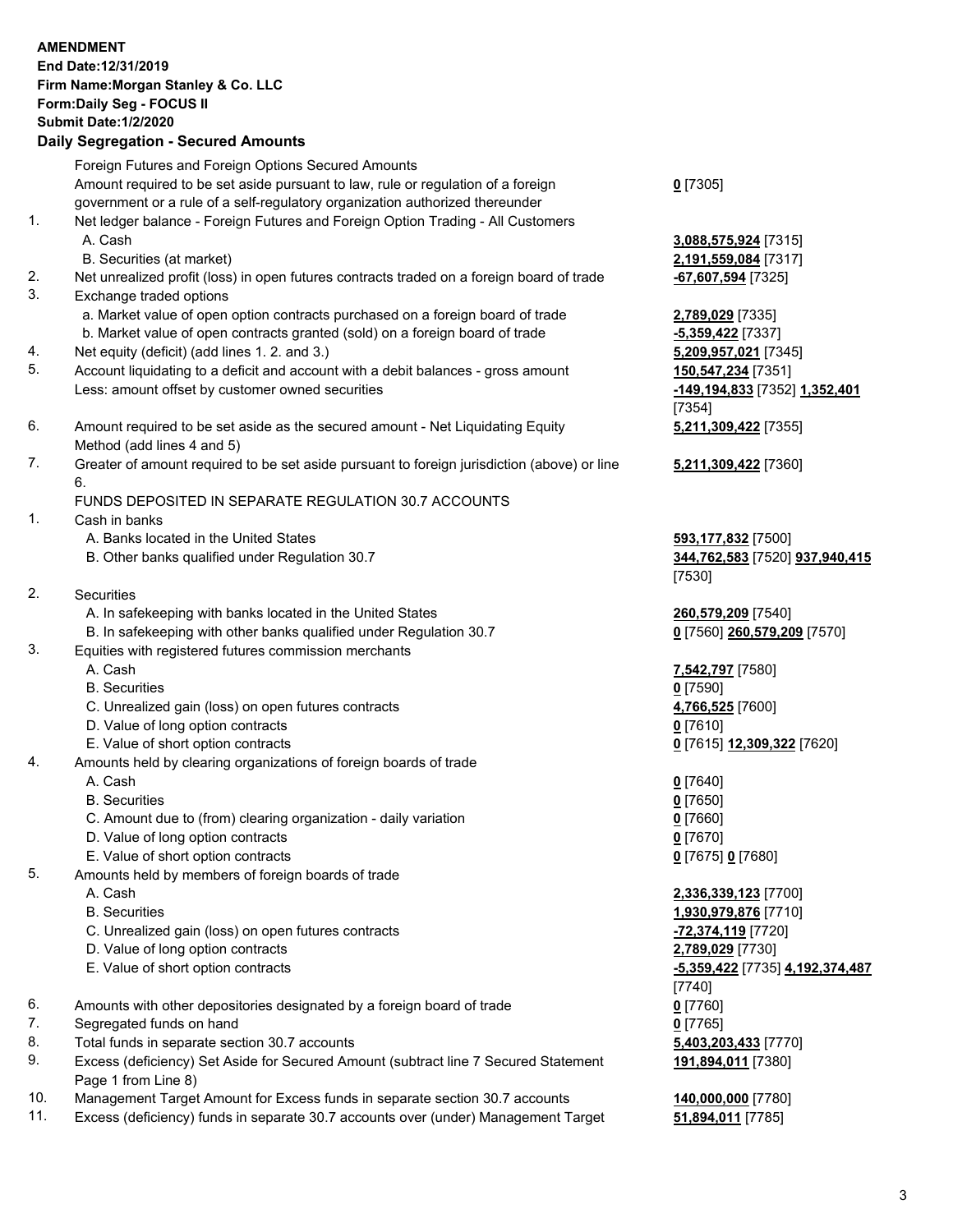**AMENDMENT**
**End Date:12/31/2019**
**Firm Name:Morgan Stanley & Co. LLC**
**Form:Daily Seg - FOCUS II**
**Submit Date:1/2/2020**

## Daily Segregation - Secured Amounts

| | | |
|---|---|---|
| | Foreign Futures and Foreign Options Secured Amounts | |
| | Amount required to be set aside pursuant to law, rule or regulation of a foreign government or a rule of a self-regulatory organization authorized thereunder | **0** [7305] |
| 1. | Net ledger balance - Foreign Futures and Foreign Option Trading - All Customers | |
| | A. Cash | **3,088,575,924** [7315] |
| | B. Securities (at market) | **2,191,559,084** [7317] |
| 2. | Net unrealized profit (loss) in open futures contracts traded on a foreign board of trade | **-67,607,594** [7325] |
| 3. | Exchange traded options | |
| | a. Market value of open option contracts purchased on a foreign board of trade | **2,789,029** [7335] |
| | b. Market value of open contracts granted (sold) on a foreign board of trade | **-5,359,422** [7337] |
| 4. | Net equity (deficit) (add lines 1. 2. and 3.) | **5,209,957,021** [7345] |
| 5. | Account liquidating to a deficit and account with a debit balances - gross amount | **150,547,234** [7351] |
| | Less: amount offset by customer owned securities | **-149,194,833** [7352] **1,352,401** [7354] |
| 6. | Amount required to be set aside as the secured amount - Net Liquidating Equity Method (add lines 4 and 5) | **5,211,309,422** [7355] |
| 7. | Greater of amount required to be set aside pursuant to foreign jurisdiction (above) or line 6. | **5,211,309,422** [7360] |
| | FUNDS DEPOSITED IN SEPARATE REGULATION 30.7 ACCOUNTS | |
| 1. | Cash in banks | |
| | A. Banks located in the United States | **593,177,832** [7500] |
| | B. Other banks qualified under Regulation 30.7 | **344,762,583** [7520] **937,940,415** [7530] |
| 2. | Securities | |
| | A. In safekeeping with banks located in the United States | **260,579,209** [7540] |
| | B. In safekeeping with other banks qualified under Regulation 30.7 | **0** [7560] **260,579,209** [7570] |
| 3. | Equities with registered futures commission merchants | |
| | A. Cash | **7,542,797** [7580] |
| | B. Securities | **0** [7590] |
| | C. Unrealized gain (loss) on open futures contracts | **4,766,525** [7600] |
| | D. Value of long option contracts | **0** [7610] |
| | E. Value of short option contracts | **0** [7615] **12,309,322** [7620] |
| 4. | Amounts held by clearing organizations of foreign boards of trade | |
| | A. Cash | **0** [7640] |
| | B. Securities | **0** [7650] |
| | C. Amount due to (from) clearing organization - daily variation | **0** [7660] |
| | D. Value of long option contracts | **0** [7670] |
| | E. Value of short option contracts | **0** [7675] **0** [7680] |
| 5. | Amounts held by members of foreign boards of trade | |
| | A. Cash | **2,336,339,123** [7700] |
| | B. Securities | **1,930,979,876** [7710] |
| | C. Unrealized gain (loss) on open futures contracts | **-72,374,119** [7720] |
| | D. Value of long option contracts | **2,789,029** [7730] |
| | E. Value of short option contracts | **-5,359,422** [7735] **4,192,374,487** [7740] |
| 6. | Amounts with other depositories designated by a foreign board of trade | **0** [7760] |
| 7. | Segregated funds on hand | **0** [7765] |
| 8. | Total funds in separate section 30.7 accounts | **5,403,203,433** [7770] |
| 9. | Excess (deficiency) Set Aside for Secured Amount (subtract line 7 Secured Statement Page 1 from Line 8) | **191,894,011** [7380] |
| 10. | Management Target Amount for Excess funds in separate section 30.7 accounts | **140,000,000** [7780] |
| 11. | Excess (deficiency) funds in separate 30.7 accounts over (under) Management Target | **51,894,011** [7785] |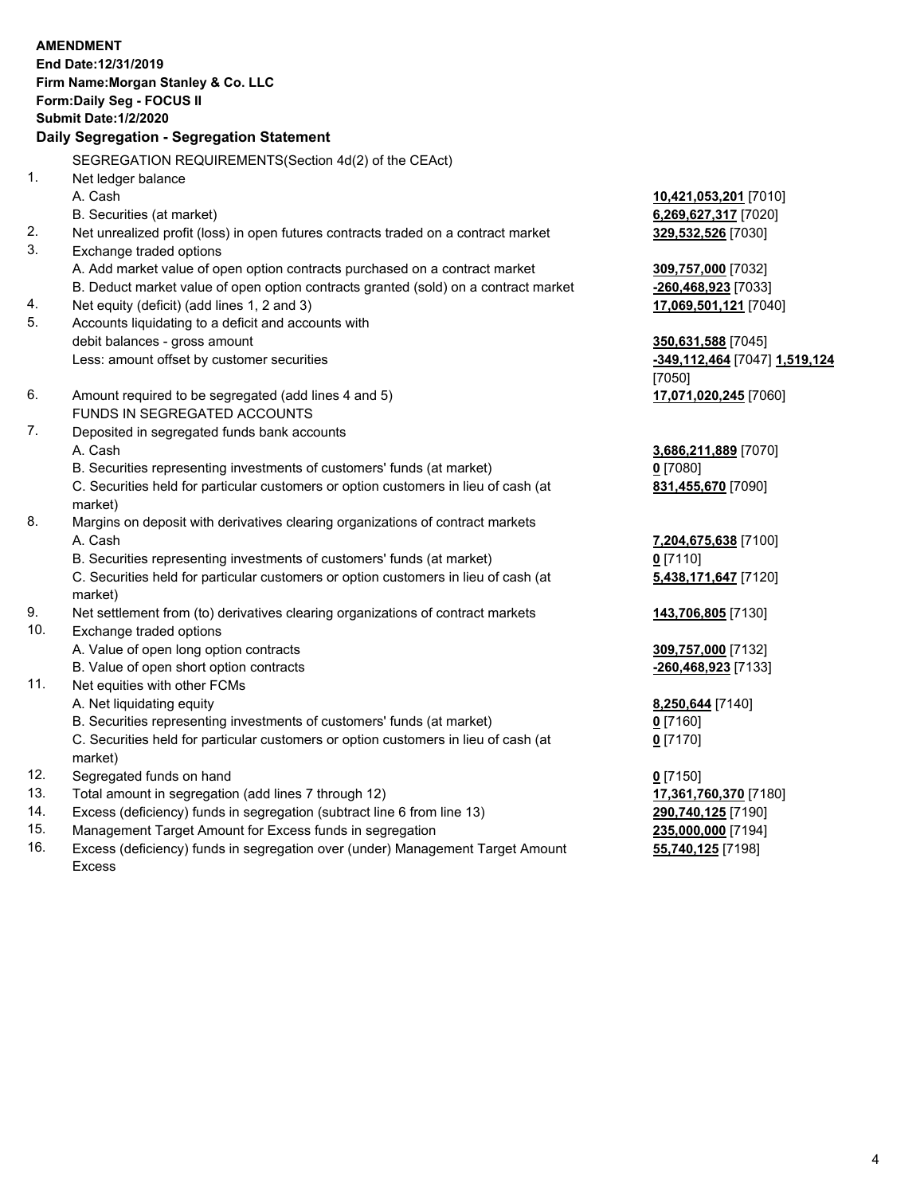**AMENDMENT**
**End Date:12/31/2019**
**Firm Name:Morgan Stanley & Co. LLC**
**Form:Daily Seg - FOCUS II**
**Submit Date:1/2/2020**

## Daily Segregation - Segregation Statement

SEGREGATION REQUIREMENTS(Section 4d(2) of the CEAct)

| | | |
|---|---|---|
| 1. | Net ledger balance | |
| | A. Cash | **10,421,053,201** [7010] |
| | B. Securities (at market) | **6,269,627,317** [7020] |
| 2. | Net unrealized profit (loss) in open futures contracts traded on a contract market | **329,532,526** [7030] |
| 3. | Exchange traded options | |
| | A. Add market value of open option contracts purchased on a contract market | **309,757,000** [7032] |
| | B. Deduct market value of open option contracts granted (sold) on a contract market | **-260,468,923** [7033] |
| 4. | Net equity (deficit) (add lines 1, 2 and 3) | **17,069,501,121** [7040] |
| 5. | Accounts liquidating to a deficit and accounts with debit balances - gross amount | **350,631,588** [7045] |
| | Less: amount offset by customer securities | **-349,112,464** [7047] **1,519,124** [7050] |
| 6. | Amount required to be segregated (add lines 4 and 5) | **17,071,020,245** [7060] |
| | FUNDS IN SEGREGATED ACCOUNTS | |
| 7. | Deposited in segregated funds bank accounts | |
| | A. Cash | **3,686,211,889** [7070] |
| | B. Securities representing investments of customers' funds (at market) | **0** [7080] |
| | C. Securities held for particular customers or option customers in lieu of cash (at market) | **831,455,670** [7090] |
| 8. | Margins on deposit with derivatives clearing organizations of contract markets | |
| | A. Cash | **7,204,675,638** [7100] |
| | B. Securities representing investments of customers' funds (at market) | **0** [7110] |
| | C. Securities held for particular customers or option customers in lieu of cash (at market) | **5,438,171,647** [7120] |
| 9. | Net settlement from (to) derivatives clearing organizations of contract markets | **143,706,805** [7130] |
| 10. | Exchange traded options | |
| | A. Value of open long option contracts | **309,757,000** [7132] |
| | B. Value of open short option contracts | **-260,468,923** [7133] |
| 11. | Net equities with other FCMs | |
| | A. Net liquidating equity | **8,250,644** [7140] |
| | B. Securities representing investments of customers' funds (at market) | **0** [7160] |
| | C. Securities held for particular customers or option customers in lieu of cash (at market) | **0** [7170] |
| 12. | Segregated funds on hand | **0** [7150] |
| 13. | Total amount in segregation (add lines 7 through 12) | **17,361,760,370** [7180] |
| 14. | Excess (deficiency) funds in segregation (subtract line 6 from line 13) | **290,740,125** [7190] |
| 15. | Management Target Amount for Excess funds in segregation | **235,000,000** [7194] |
| 16. | Excess (deficiency) funds in segregation over (under) Management Target Amount Excess | **55,740,125** [7198] |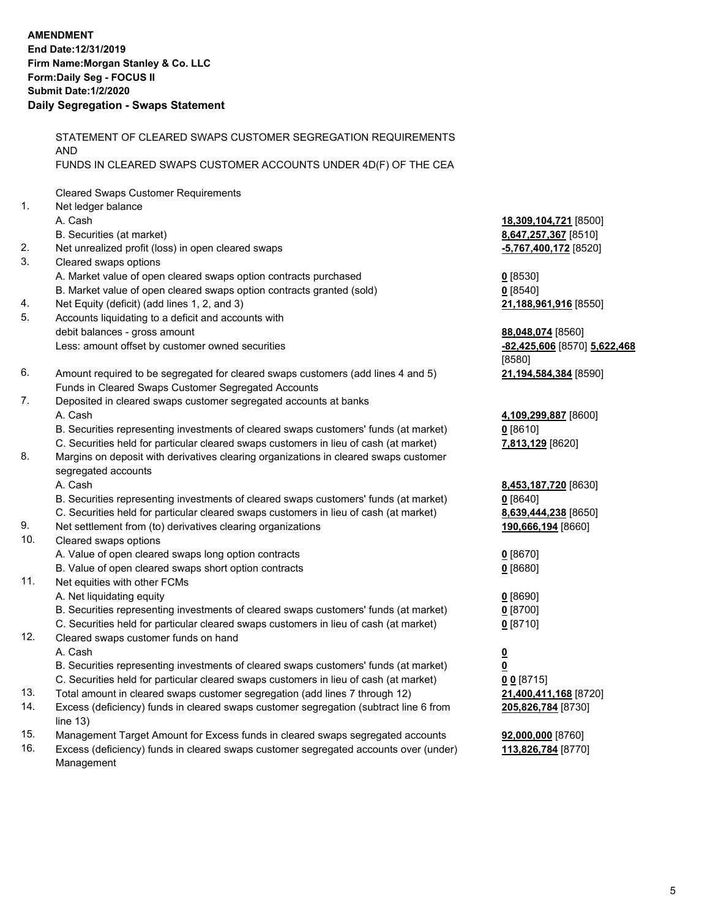**AMENDMENT**
**End Date:12/31/2019**
**Firm Name:Morgan Stanley & Co. LLC**
**Form:Daily Seg - FOCUS II**
**Submit Date:1/2/2020**
**Daily Segregation - Swaps Statement**

STATEMENT OF CLEARED SWAPS CUSTOMER SEGREGATION REQUIREMENTS AND FUNDS IN CLEARED SWAPS CUSTOMER ACCOUNTS UNDER 4D(F) OF THE CEA

| | | |
|---|---|---|
| | Cleared Swaps Customer Requirements | |
| 1. | Net ledger balance | |
| | A. Cash | **18,309,104,721** [8500] |
| | B. Securities (at market) | **8,647,257,367** [8510] |
| 2. | Net unrealized profit (loss) in open cleared swaps | **-5,767,400,172** [8520] |
| 3. | Cleared swaps options | |
| | A. Market value of open cleared swaps option contracts purchased | **0** [8530] |
| | B. Market value of open cleared swaps option contracts granted (sold) | **0** [8540] |
| 4. | Net Equity (deficit) (add lines 1, 2, and 3) | **21,188,961,916** [8550] |
| 5. | Accounts liquidating to a deficit and accounts with debit balances - gross amount | **88,048,074** [8560] |
| | Less: amount offset by customer owned securities | **-82,425,606** [8570] **5,622,468** [8580] |
| 6. | Amount required to be segregated for cleared swaps customers (add lines 4 and 5) | **21,194,584,384** [8590] |
| | Funds in Cleared Swaps Customer Segregated Accounts | |
| 7. | Deposited in cleared swaps customer segregated accounts at banks | |
| | A. Cash | **4,109,299,887** [8600] |
| | B. Securities representing investments of cleared swaps customers' funds (at market) | **0** [8610] |
| | C. Securities held for particular cleared swaps customers in lieu of cash (at market) | **7,813,129** [8620] |
| 8. | Margins on deposit with derivatives clearing organizations in cleared swaps customer segregated accounts | |
| | A. Cash | **8,453,187,720** [8630] |
| | B. Securities representing investments of cleared swaps customers' funds (at market) | **0** [8640] |
| | C. Securities held for particular cleared swaps customers in lieu of cash (at market) | **8,639,444,238** [8650] |
| 9. | Net settlement from (to) derivatives clearing organizations | **190,666,194** [8660] |
| 10. | Cleared swaps options | |
| | A. Value of open cleared swaps long option contracts | **0** [8670] |
| | B. Value of open cleared swaps short option contracts | **0** [8680] |
| 11. | Net equities with other FCMs | |
| | A. Net liquidating equity | **0** [8690] |
| | B. Securities representing investments of cleared swaps customers' funds (at market) | **0** [8700] |
| | C. Securities held for particular cleared swaps customers in lieu of cash (at market) | **0** [8710] |
| 12. | Cleared swaps customer funds on hand | |
| | A. Cash | **0** |
| | B. Securities representing investments of cleared swaps customers' funds (at market) | **0** |
| | C. Securities held for particular cleared swaps customers in lieu of cash (at market) | **0** **0** [8715] |
| 13. | Total amount in cleared swaps customer segregation (add lines 7 through 12) | **21,400,411,168** [8720] |
| 14. | Excess (deficiency) funds in cleared swaps customer segregation (subtract line 6 from line 13) | **205,826,784** [8730] |
| 15. | Management Target Amount for Excess funds in cleared swaps segregated accounts | **92,000,000** [8760] |
| 16. | Excess (deficiency) funds in cleared swaps customer segregated accounts over (under) Management | **113,826,784** [8770] |